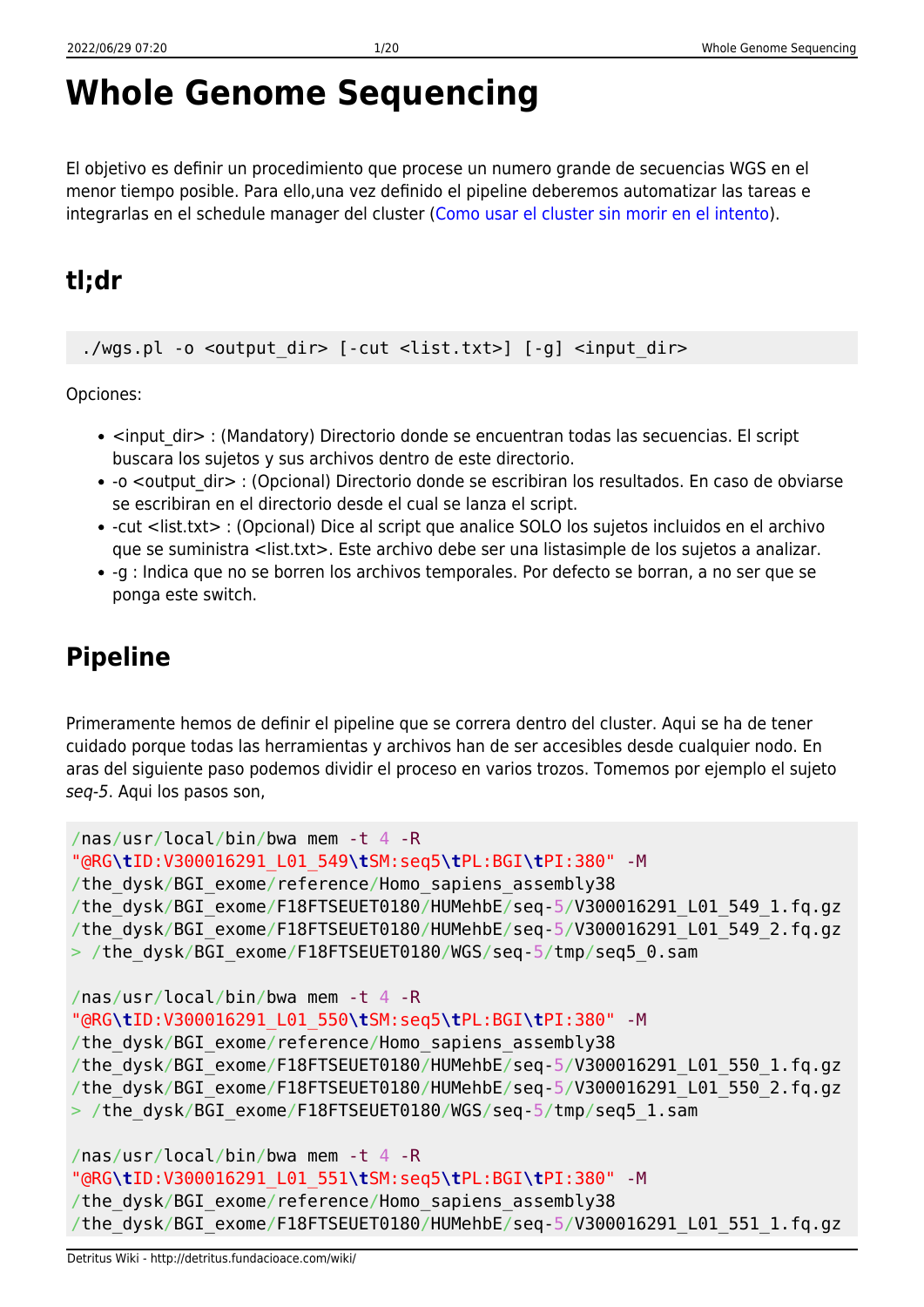# Whole Genome Sequencing

El objetivo es definir un procedimiento que procese un numero grande de secuencias WGS en el menor tiempo posible. Para ello,una vez definido el pipeline deberemos automatizar las tareas e integrarlas en el schedule manager del cluster (Como usar el cluster sin morir en el intento).

## tl;dr

```
./wgs.pl -o <output_dir> [-cut <list.txt>] [-g] <input_dir>
```

Opciones:

- <input_dir> : (Mandatory) Directorio donde se encuentran todas las secuencias. El script buscara los sujetos y sus archivos dentro de este directorio.
- -o <output_dir> : (Opcional) Directorio donde se escribiran los resultados. En caso de obviarse se escribiran en el directorio desde el cual se lanza el script.
- -cut <list.txt> : (Opcional) Dice al script que analice SOLO los sujetos incluidos en el archivo que se suministra <list.txt>. Este archivo debe ser una listasimple de los sujetos a analizar.
- -g : Indica que no se borren los archivos temporales. Por defecto se borran, a no ser que se ponga este switch.

## Pipeline

Primeramente hemos de definir el pipeline que se correra dentro del cluster. Aqui se ha de tener cuidado porque todas las herramientas y archivos han de ser accesibles desde cualquier nodo. En aras del siguiente paso podemos dividir el proceso en varios trozos. Tomemos por ejemplo el sujeto *seq-5*. Aqui los pasos son,

```
/nas/usr/local/bin/bwa mem -t 4 -R
"@RG\tID:V300016291_L01_549\tSM:seq5\tPL:BGI\tPI:380" -M
/the_dysk/BGI_exome/reference/Homo_sapiens_assembly38
/the_dysk/BGI_exome/F18FTSEUET0180/HUMehbE/seq-5/V300016291_L01_549_1.fq.gz
/the_dysk/BGI_exome/F18FTSEUET0180/HUMehbE/seq-5/V300016291_L01_549_2.fq.gz
> /the_dysk/BGI_exome/F18FTSEUET0180/WGS/seq-5/tmp/seq5_0.sam

/nas/usr/local/bin/bwa mem -t 4 -R
"@RG\tID:V300016291_L01_550\tSM:seq5\tPL:BGI\tPI:380" -M
/the_dysk/BGI_exome/reference/Homo_sapiens_assembly38
/the_dysk/BGI_exome/F18FTSEUET0180/HUMehbE/seq-5/V300016291_L01_550_1.fq.gz
/the_dysk/BGI_exome/F18FTSEUET0180/HUMehbE/seq-5/V300016291_L01_550_2.fq.gz
> /the_dysk/BGI_exome/F18FTSEUET0180/WGS/seq-5/tmp/seq5_1.sam

/nas/usr/local/bin/bwa mem -t 4 -R
"@RG\tID:V300016291_L01_551\tSM:seq5\tPL:BGI\tPI:380" -M
/the_dysk/BGI_exome/reference/Homo_sapiens_assembly38
/the_dysk/BGI_exome/F18FTSEUET0180/HUMehbE/seq-5/V300016291_L01_551_1.fq.gz
```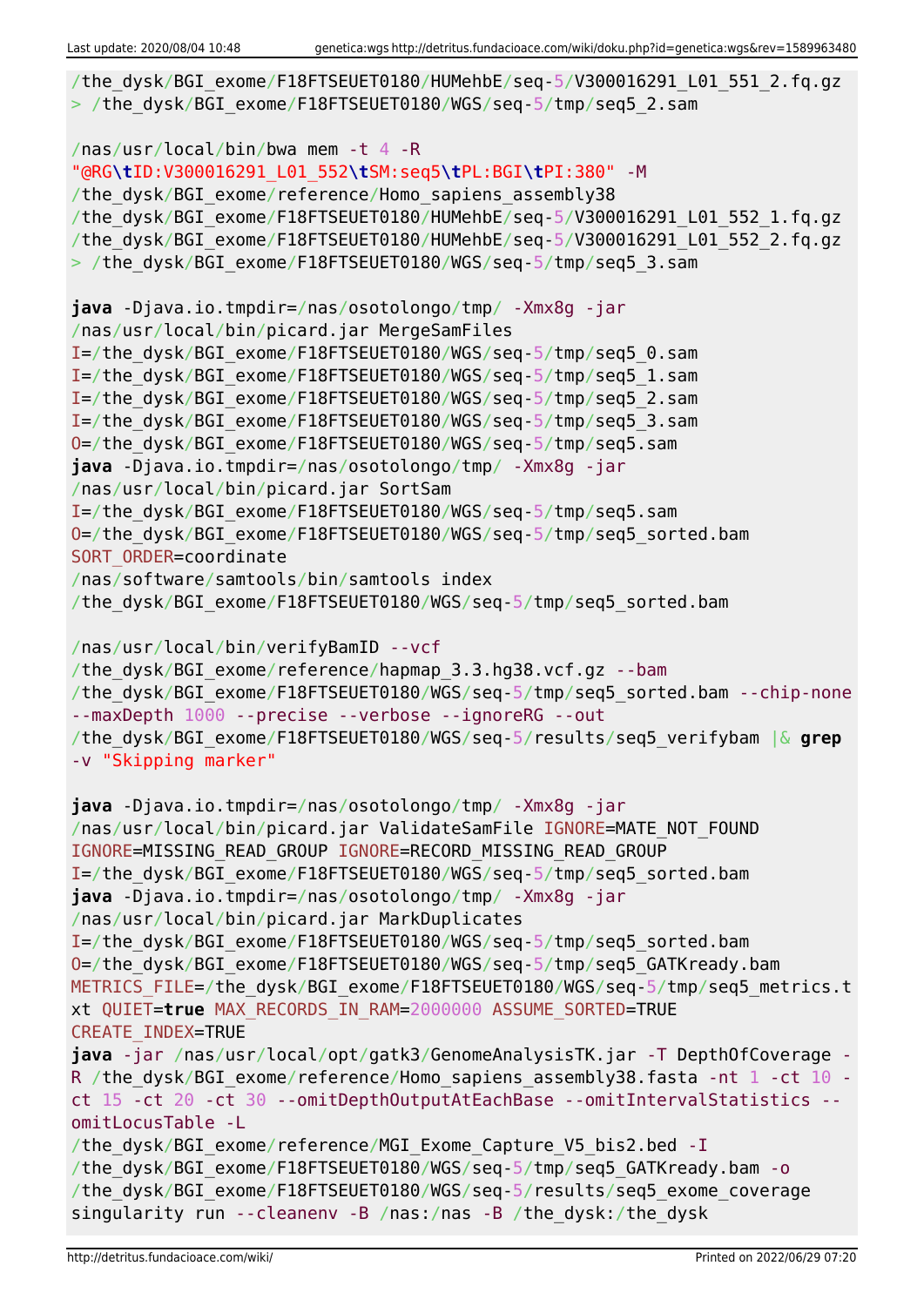```
/the_dysk/BGI_exome/F18FTSEUET0180/HUMehbE/seq-5/V300016291_L01_551_2.fq.gz
> /the_dysk/BGI_exome/F18FTSEUET0180/WGS/seq-5/tmp/seq5_2.sam

/nas/usr/local/bin/bwa mem -t 4 -R
"@RG\tID:V300016291_L01_552\tSM:seq5\tPL:BGI\tPI:380" -M
/the_dysk/BGI_exome/reference/Homo_sapiens_assembly38
/the_dysk/BGI_exome/F18FTSEUET0180/HUMehbE/seq-5/V300016291_L01_552_1.fq.gz
/the_dysk/BGI_exome/F18FTSEUET0180/HUMehbE/seq-5/V300016291_L01_552_2.fq.gz
> /the_dysk/BGI_exome/F18FTSEUET0180/WGS/seq-5/tmp/seq5_3.sam

java -Djava.io.tmpdir=/nas/osotolongo/tmp/ -Xmx8g -jar
/nas/usr/local/bin/picard.jar MergeSamFiles
I=/the_dysk/BGI_exome/F18FTSEUET0180/WGS/seq-5/tmp/seq5_0.sam
I=/the_dysk/BGI_exome/F18FTSEUET0180/WGS/seq-5/tmp/seq5_1.sam
I=/the_dysk/BGI_exome/F18FTSEUET0180/WGS/seq-5/tmp/seq5_2.sam
I=/the_dysk/BGI_exome/F18FTSEUET0180/WGS/seq-5/tmp/seq5_3.sam
O=/the_dysk/BGI_exome/F18FTSEUET0180/WGS/seq-5/tmp/seq5.sam
java -Djava.io.tmpdir=/nas/osotolongo/tmp/ -Xmx8g -jar
/nas/usr/local/bin/picard.jar SortSam
I=/the_dysk/BGI_exome/F18FTSEUET0180/WGS/seq-5/tmp/seq5.sam
O=/the_dysk/BGI_exome/F18FTSEUET0180/WGS/seq-5/tmp/seq5_sorted.bam
SORT_ORDER=coordinate
/nas/software/samtools/bin/samtools index
/the_dysk/BGI_exome/F18FTSEUET0180/WGS/seq-5/tmp/seq5_sorted.bam

/nas/usr/local/bin/verifyBamID --vcf
/the_dysk/BGI_exome/reference/hapmap_3.3.hg38.vcf.gz --bam
/the_dysk/BGI_exome/F18FTSEUET0180/WGS/seq-5/tmp/seq5_sorted.bam --chip-none
--maxDepth 1000 --precise --verbose --ignoreRG --out
/the_dysk/BGI_exome/F18FTSEUET0180/WGS/seq-5/results/seq5_verifybam |& grep
-v "Skipping marker"

java -Djava.io.tmpdir=/nas/osotolongo/tmp/ -Xmx8g -jar
/nas/usr/local/bin/picard.jar ValidateSamFile IGNORE=MATE_NOT_FOUND
IGNORE=MISSING_READ_GROUP IGNORE=RECORD_MISSING_READ_GROUP
I=/the_dysk/BGI_exome/F18FTSEUET0180/WGS/seq-5/tmp/seq5_sorted.bam
java -Djava.io.tmpdir=/nas/osotolongo/tmp/ -Xmx8g -jar
/nas/usr/local/bin/picard.jar MarkDuplicates
I=/the_dysk/BGI_exome/F18FTSEUET0180/WGS/seq-5/tmp/seq5_sorted.bam
O=/the_dysk/BGI_exome/F18FTSEUET0180/WGS/seq-5/tmp/seq5_GATKready.bam
METRICS_FILE=/the_dysk/BGI_exome/F18FTSEUET0180/WGS/seq-5/tmp/seq5_metrics.t
xt QUIET=true MAX_RECORDS_IN_RAM=2000000 ASSUME_SORTED=TRUE
CREATE_INDEX=TRUE
java -jar /nas/usr/local/opt/gatk3/GenomeAnalysisTK.jar -T DepthOfCoverage -
R /the_dysk/BGI_exome/reference/Homo_sapiens_assembly38.fasta -nt 1 -ct 10 -
ct 15 -ct 20 -ct 30 --omitDepthOutputAtEachBase --omitIntervalStatistics --
omitLocusTable -L
/the_dysk/BGI_exome/reference/MGI_Exome_Capture_V5_bis2.bed -I
/the_dysk/BGI_exome/F18FTSEUET0180/WGS/seq-5/tmp/seq5_GATKready.bam -o
/the_dysk/BGI_exome/F18FTSEUET0180/WGS/seq-5/results/seq5_exome_coverage
singularity run --cleanenv -B /nas:/nas -B /the_dysk:/the_dysk
```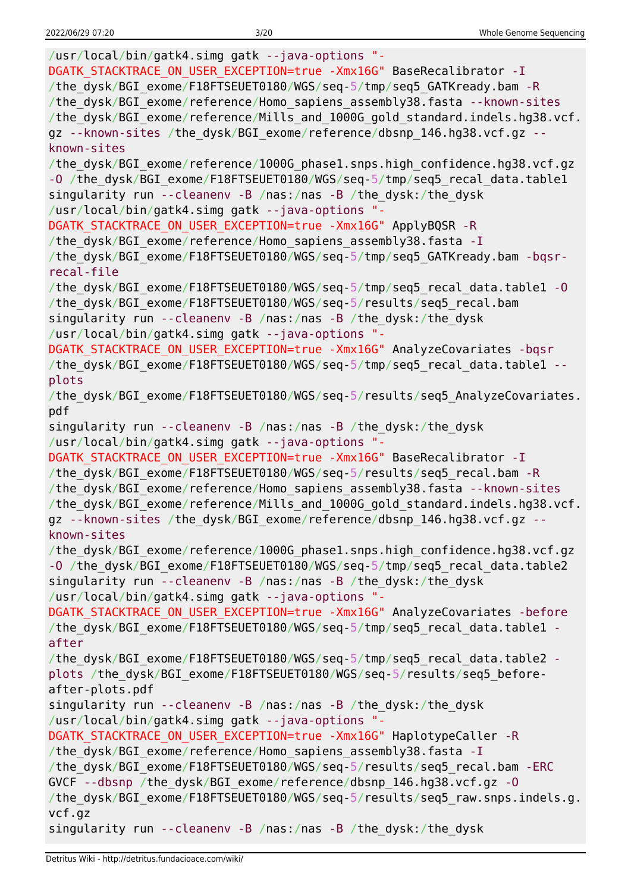```
/usr/local/bin/gatk4.simg gatk --java-options "-DGATK_STACKTRACE_ON_USER_EXCEPTION=true -Xmx16G" BaseRecalibrator -I /the_dysk/BGI_exome/F18FTSEUET0180/WGS/seq-5/tmp/seq5_GATKready.bam -R /the_dysk/BGI_exome/reference/Homo_sapiens_assembly38.fasta --known-sites /the_dysk/BGI_exome/reference/Mills_and_1000G_gold_standard.indels.hg38.vcf.gz --known-sites /the_dysk/BGI_exome/reference/dbsnp_146.hg38.vcf.gz --known-sites /the_dysk/BGI_exome/reference/1000G_phase1.snps.high_confidence.hg38.vcf.gz -O /the_dysk/BGI_exome/F18FTSEUET0180/WGS/seq-5/tmp/seq5_recal_data.table1
singularity run --cleanenv -B /nas:/nas -B /the_dysk:/the_dysk /usr/local/bin/gatk4.simg gatk --java-options "-DGATK_STACKTRACE_ON_USER_EXCEPTION=true -Xmx16G" ApplyBQSR -R /the_dysk/BGI_exome/reference/Homo_sapiens_assembly38.fasta -I /the_dysk/BGI_exome/F18FTSEUET0180/WGS/seq-5/tmp/seq5_GATKready.bam -bqsr-recal-file /the_dysk/BGI_exome/F18FTSEUET0180/WGS/seq-5/tmp/seq5_recal_data.table1 -O /the_dysk/BGI_exome/F18FTSEUET0180/WGS/seq-5/results/seq5_recal.bam
singularity run --cleanenv -B /nas:/nas -B /the_dysk:/the_dysk /usr/local/bin/gatk4.simg gatk --java-options "-DGATK_STACKTRACE_ON_USER_EXCEPTION=true -Xmx16G" AnalyzeCovariates -bqsr /the_dysk/BGI_exome/F18FTSEUET0180/WGS/seq-5/tmp/seq5_recal_data.table1 --plots /the_dysk/BGI_exome/F18FTSEUET0180/WGS/seq-5/results/seq5_AnalyzeCovariates.pdf
singularity run --cleanenv -B /nas:/nas -B /the_dysk:/the_dysk /usr/local/bin/gatk4.simg gatk --java-options "-DGATK_STACKTRACE_ON_USER_EXCEPTION=true -Xmx16G" BaseRecalibrator -I /the_dysk/BGI_exome/F18FTSEUET0180/WGS/seq-5/results/seq5_recal.bam -R /the_dysk/BGI_exome/reference/Homo_sapiens_assembly38.fasta --known-sites /the_dysk/BGI_exome/reference/Mills_and_1000G_gold_standard.indels.hg38.vcf.gz --known-sites /the_dysk/BGI_exome/reference/dbsnp_146.hg38.vcf.gz --known-sites /the_dysk/BGI_exome/reference/1000G_phase1.snps.high_confidence.hg38.vcf.gz -O /the_dysk/BGI_exome/F18FTSEUET0180/WGS/seq-5/tmp/seq5_recal_data.table2
singularity run --cleanenv -B /nas:/nas -B /the_dysk:/the_dysk /usr/local/bin/gatk4.simg gatk --java-options "-DGATK_STACKTRACE_ON_USER_EXCEPTION=true -Xmx16G" AnalyzeCovariates -before /the_dysk/BGI_exome/F18FTSEUET0180/WGS/seq-5/tmp/seq5_recal_data.table1 -after /the_dysk/BGI_exome/F18FTSEUET0180/WGS/seq-5/tmp/seq5_recal_data.table2 -plots /the_dysk/BGI_exome/F18FTSEUET0180/WGS/seq-5/results/seq5_before-after-plots.pdf
singularity run --cleanenv -B /nas:/nas -B /the_dysk:/the_dysk /usr/local/bin/gatk4.simg gatk --java-options "-DGATK_STACKTRACE_ON_USER_EXCEPTION=true -Xmx16G" HaplotypeCaller -R /the_dysk/BGI_exome/reference/Homo_sapiens_assembly38.fasta -I /the_dysk/BGI_exome/F18FTSEUET0180/WGS/seq-5/results/seq5_recal.bam -ERC GVCF --dbsnp /the_dysk/BGI_exome/reference/dbsnp_146.hg38.vcf.gz -O /the_dysk/BGI_exome/F18FTSEUET0180/WGS/seq-5/results/seq5_raw.snps.indels.g.vcf.gz
singularity run --cleanenv -B /nas:/nas -B /the_dysk:/the_dysk
```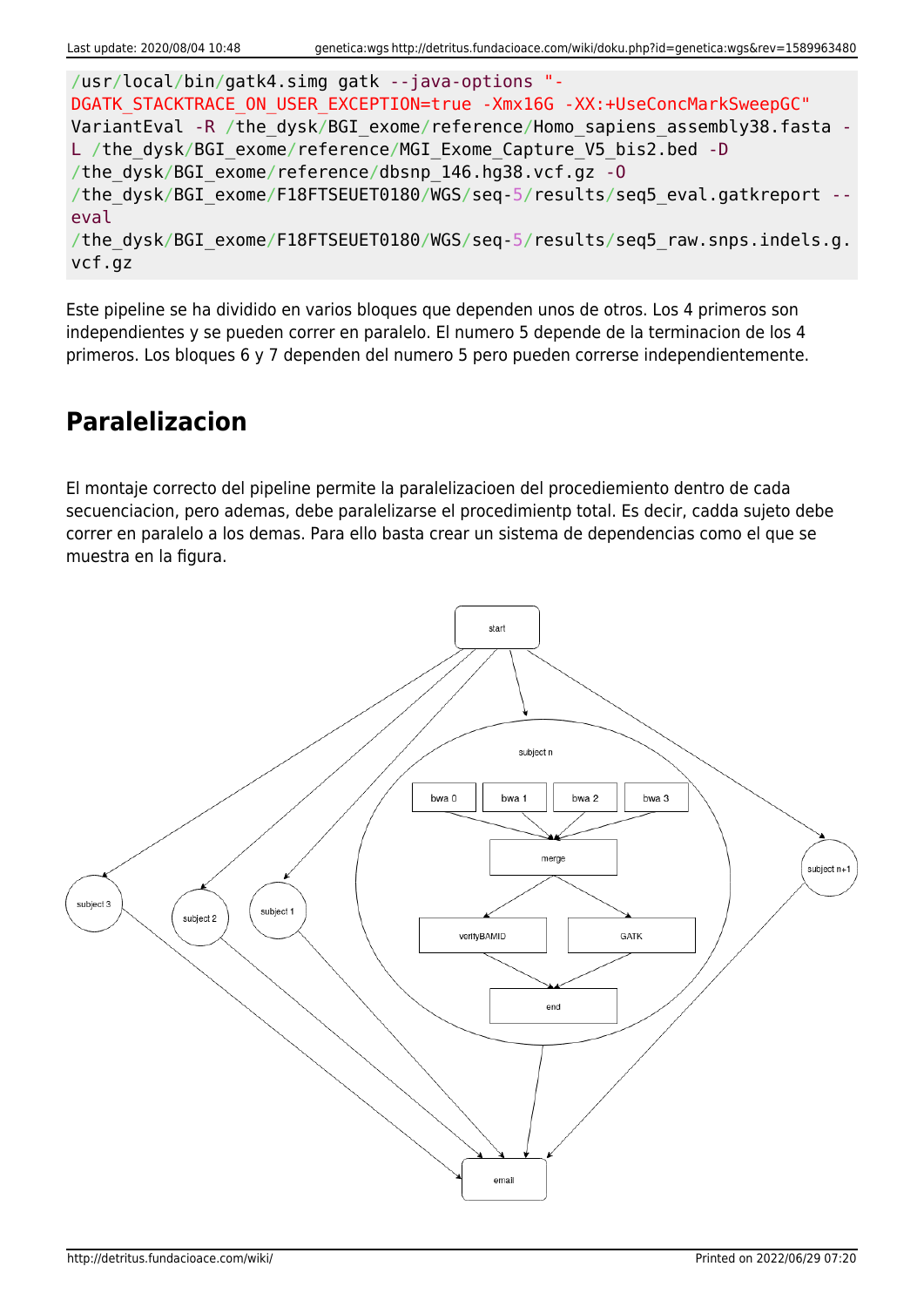```
/usr/local/bin/gatk4.simg gatk --java-options "-DGATK_STACKTRACE_ON_USER_EXCEPTION=true -Xmx16G -XX:+UseConcMarkSweepGC" VariantEval -R /the_dysk/BGI_exome/reference/Homo_sapiens_assembly38.fasta -L /the_dysk/BGI_exome/reference/MGI_Exome_Capture_V5_bis2.bed -D /the_dysk/BGI_exome/reference/dbsnp_146.hg38.vcf.gz -O /the_dysk/BGI_exome/F18FTSEUET0180/WGS/seq-5/results/seq5_eval.gatkreport --eval /the_dysk/BGI_exome/F18FTSEUET0180/WGS/seq-5/results/seq5_raw.snps.indels.g.vcf.gz
```

Este pipeline se ha dividido en varios bloques que dependen unos de otros. Los 4 primeros son independientes y se pueden correr en paralelo. El numero 5 depende de la terminacion de los 4 primeros. Los bloques 6 y 7 dependen del numero 5 pero pueden correrse independientemente.

## Paralelizacion

El montaje correcto del pipeline permite la paralelizacioen del procediemiento dentro de cada secuenciacion, pero ademas, debe paralelizarse el procedimientp total. Es decir, cadda sujeto debe correr en paralelo a los demas. Para ello basta crear un sistema de dependencias como el que se muestra en la figura.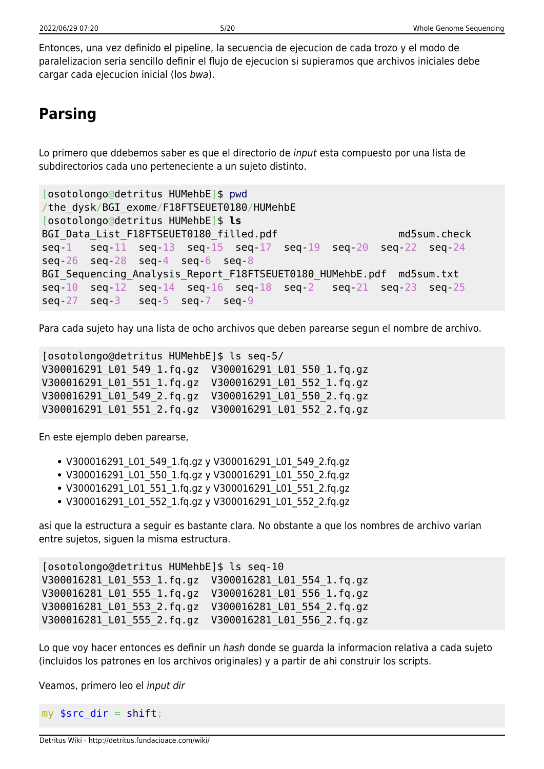Entonces, una vez definido el pipeline, la secuencia de ejecucion de cada trozo y el modo de paralelizacion seria sencillo definir el flujo de ejecucion si supieramos que archivos iniciales debe cargar cada ejecucion inicial (los *bwa*).

## Parsing

Lo primero que ddebemos saber es que el directorio de *input* esta compuesto por una lista de subdirectorios cada uno perteneciente a un sujeto distinto.

```
[osotolongo@detritus HUMehbE]$ pwd
/the_dysk/BGI_exome/F18FTSEUET0180/HUMehbE
[osotolongo@detritus HUMehbE]$ ls
BGI_Data_List_F18FTSEUET0180_filled.pdf                    md5sum.check
seq-1   seq-11  seq-13  seq-15  seq-17  seq-19  seq-20  seq-22  seq-24
seq-26  seq-28  seq-4  seq-6  seq-8
BGI_Sequencing_Analysis_Report_F18FTSEUET0180_HUMehbE.pdf  md5sum.txt
seq-10  seq-12  seq-14  seq-16  seq-18  seq-2   seq-21  seq-23  seq-25
seq-27  seq-3   seq-5  seq-7  seq-9
```

Para cada sujeto hay una lista de ocho archivos que deben parearse segun el nombre de archivo.

```
[osotolongo@detritus HUMehbE]$ ls seq-5/
V300016291_L01_549_1.fq.gz  V300016291_L01_550_1.fq.gz
V300016291_L01_551_1.fq.gz  V300016291_L01_552_1.fq.gz
V300016291_L01_549_2.fq.gz  V300016291_L01_550_2.fq.gz
V300016291_L01_551_2.fq.gz  V300016291_L01_552_2.fq.gz
```

En este ejemplo deben parearse,

- V300016291_L01_549_1.fq.gz y V300016291_L01_549_2.fq.gz
- V300016291_L01_550_1.fq.gz y V300016291_L01_550_2.fq.gz
- V300016291_L01_551_1.fq.gz y V300016291_L01_551_2.fq.gz
- V300016291_L01_552_1.fq.gz y V300016291_L01_552_2.fq.gz

asi que la estructura a seguir es bastante clara. No obstante a que los nombres de archivo varian entre sujetos, siguen la misma estructura.

```
[osotolongo@detritus HUMehbE]$ ls seq-10
V300016281_L01_553_1.fq.gz  V300016281_L01_554_1.fq.gz
V300016281_L01_555_1.fq.gz  V300016281_L01_556_1.fq.gz
V300016281_L01_553_2.fq.gz  V300016281_L01_554_2.fq.gz
V300016281_L01_555_2.fq.gz  V300016281_L01_556_2.fq.gz
```

Lo que voy hacer entonces es definir un *hash* donde se guarda la informacion relativa a cada sujeto (incluidos los patrones en los archivos originales) y a partir de ahi construir los scripts.

Veamos, primero leo el *input dir*

```
my $src_dir = shift;
```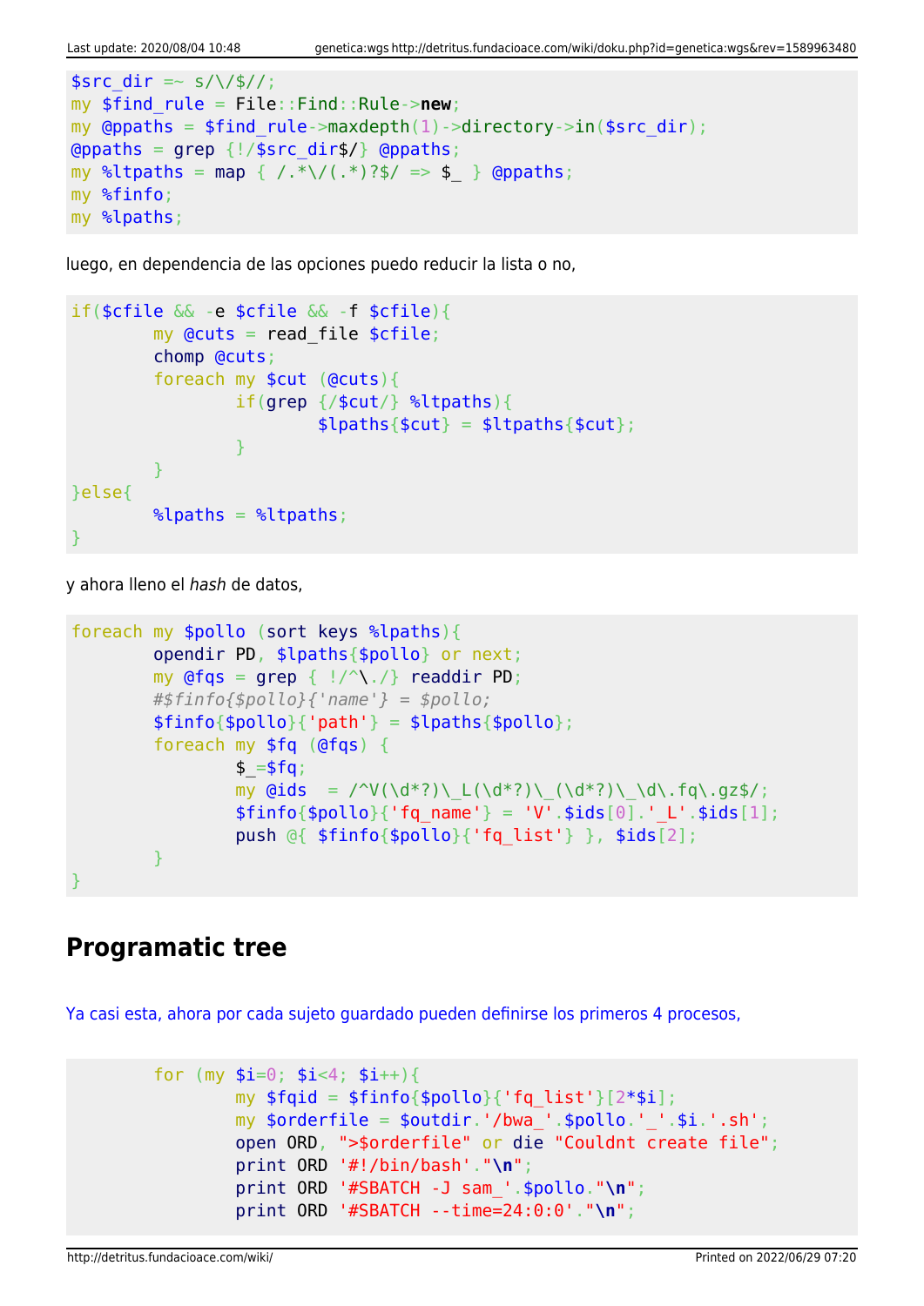```
$src_dir =~ s/\/$//;
my $find_rule = File::Find::Rule->new;
my @ppaths = $find_rule->maxdepth(1)->directory->in($src_dir);
@ppaths = grep {!/$src_dir$/} @ppaths;
my %ltpaths = map { /.*\/(.*)?$/ => $_ } @ppaths;
my %finfo;
my %lpaths;
```

luego, en dependencia de las opciones puedo reducir la lista o no,

```
if($cfile && -e $cfile && -f $cfile){
        my @cuts = read_file $cfile;
        chomp @cuts;
        foreach my $cut (@cuts){
                if(grep {/$cut/} %ltpaths){
                        $lpaths{$cut} = $ltpaths{$cut};
                }
        }
}else{
        %lpaths = %ltpaths;
}
```

y ahora lleno el *hash* de datos,

```
foreach my $pollo (sort keys %lpaths){
        opendir PD, $lpaths{$pollo} or next;
        my @fqs = grep { !/^\./} readdir PD;
        #$finfo{$pollo}{'name'} = $pollo;
        $finfo{$pollo}{'path'} = $lpaths{$pollo};
        foreach my $fq (@fqs) {
                $_=$fq;
                my @ids  = /^V(\d*?)\_L(\d*?)\_(\d*?)\_\d\.fq\.gz$/;
                $finfo{$pollo}{'fq_name'} = 'V'.$ids[0].'_L'.$ids[1];
                push @{ $finfo{$pollo}{'fq_list'} }, $ids[2];
        }
}
```

## Programatic tree

Ya casi esta, ahora por cada sujeto guardado pueden definirse los primeros 4 procesos,

```
        for (my $i=0; $i<4; $i++){
                my $fqid = $finfo{$pollo}{'fq_list'}[2*$i];
                my $orderfile = $outdir.'/bwa_'.$pollo.'_'.$i.'.sh';
                open ORD, ">$orderfile" or die "Couldnt create file";
                print ORD '#!/bin/bash'."\n";
                print ORD '#SBATCH -J sam_'.$pollo."\n";
                print ORD '#SBATCH --time=24:0:0'."\n";
```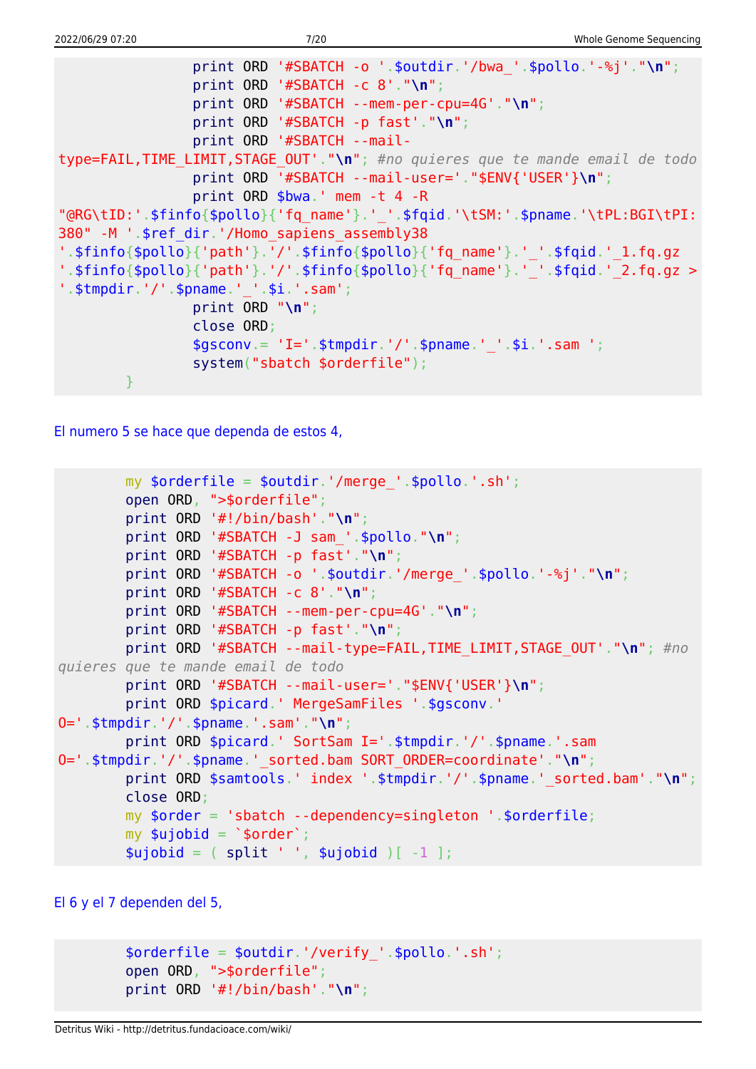```
                print ORD '#SBATCH -o '.$outdir.'/bwa_'.$pollo.'-%j'."\n";
                print ORD '#SBATCH -c 8'."\n";
                print ORD '#SBATCH --mem-per-cpu=4G'."\n";
                print ORD '#SBATCH -p fast'."\n";
                print ORD '#SBATCH --mail-type=FAIL,TIME_LIMIT,STAGE_OUT'."\n"; #no quieres que te mande email de todo
                print ORD '#SBATCH --mail-user='."$ENV{'USER'}\n";
                print ORD $bwa.' mem -t 4 -R "@RG\tID:'.$finfo{$pollo}{'fq_name'}.'_'.$fqid.'\tSM:'.$pname.'\tPL:BGI\tPI:380" -M '.$ref_dir.'/Homo_sapiens_assembly38 '.$finfo{$pollo}{'path'}.'/'.$finfo{$pollo}{'fq_name'}.'_'.$fqid.'_1.fq.gz '.$finfo{$pollo}{'path'}.'/'.$finfo{$pollo}{'fq_name'}.'_'.$fqid.'_2.fq.gz > '.$tmpdir.'/'.$pname.'_'.$i.'.sam';
                print ORD "\n";
                close ORD;
                $gsconv.= 'I='.$tmpdir.'/'.$pname.'_'.$i.'.sam ';
                system("sbatch $orderfile");
        }
```

El numero 5 se hace que dependa de estos 4,

```
        my $orderfile = $outdir.'/merge_'.$pollo.'.sh';
        open ORD, ">$orderfile";
        print ORD '#!/bin/bash'."\n";
        print ORD '#SBATCH -J sam_'.$pollo."\n";
        print ORD '#SBATCH -p fast'."\n";
        print ORD '#SBATCH -o '.$outdir.'/merge_'.$pollo.'-%j'."\n";
        print ORD '#SBATCH -c 8'."\n";
        print ORD '#SBATCH --mem-per-cpu=4G'."\n";
        print ORD '#SBATCH -p fast'."\n";
        print ORD '#SBATCH --mail-type=FAIL,TIME_LIMIT,STAGE_OUT'."\n"; #no quieres que te mande email de todo
        print ORD '#SBATCH --mail-user='."$ENV{'USER'}\n";
        print ORD $picard.' MergeSamFiles '.$gsconv.' O='.$tmpdir.'/'.$pname.'.sam'."\n";
        print ORD $picard.' SortSam I='.$tmpdir.'/'.$pname.'.sam O='.$tmpdir.'/'.$pname.'_sorted.bam SORT_ORDER=coordinate'."\n";
        print ORD $samtools.' index '.$tmpdir.'/'.$pname.'_sorted.bam'."\n";
        close ORD;
        my $order = 'sbatch --dependency=singleton '.$orderfile;
        my $ujobid = `$order`;
        $ujobid = ( split ' ', $ujobid )[ -1 ];
```

El 6 y el 7 dependen del 5,

```
        $orderfile = $outdir.'/verify_'.$pollo.'.sh';
        open ORD, ">$orderfile";
        print ORD '#!/bin/bash'."\n";
```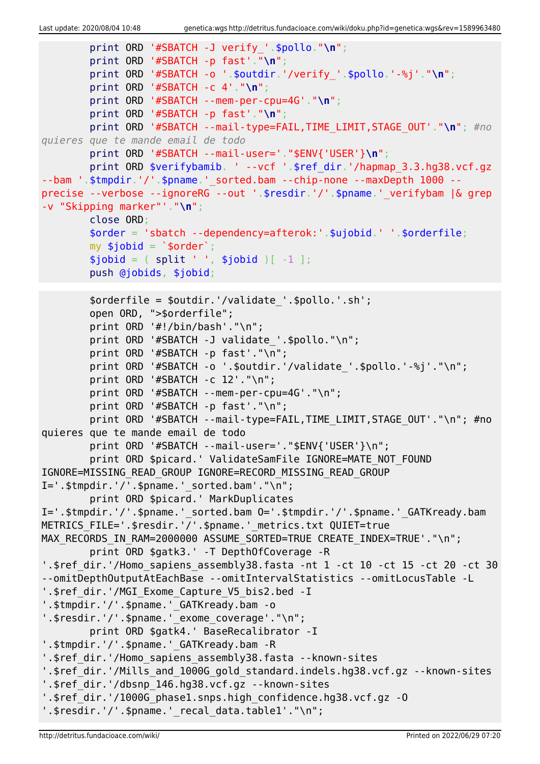```
        print ORD '#SBATCH -J verify_'.$pollo."\n";
        print ORD '#SBATCH -p fast'."\n";
        print ORD '#SBATCH -o '.$outdir.'/verify_'.$pollo.'-%j'."\n";
        print ORD '#SBATCH -c 4'."\n";
        print ORD '#SBATCH --mem-per-cpu=4G'."\n";
        print ORD '#SBATCH -p fast'."\n";
        print ORD '#SBATCH --mail-type=FAIL,TIME_LIMIT,STAGE_OUT'."\n"; #no quieres que te mande email de todo
        print ORD '#SBATCH --mail-user='."$ENV{'USER'}\n";
        print ORD $verifybamib. ' --vcf '.$ref_dir.'/hapmap_3.3.hg38.vcf.gz --bam '.$tmpdir.'/'.$pname.'_sorted.bam --chip-none --maxDepth 1000 --precise --verbose --ignoreRG --out '.$resdir.'/'.$pname.'_verifybam |& grep -v "Skipping marker"'."\n";
        close ORD;
        $order = 'sbatch --dependency=afterok:'.$ujobid.' '.$orderfile;
        my $jobid = `$order`;
        $jobid = ( split ' ', $jobid )[ -1 ];
        push @jobids, $jobid;
```

```
        $orderfile = $outdir.'/validate_'.$pollo.'.sh';
        open ORD, ">$orderfile";
        print ORD '#!/bin/bash'."\n";
        print ORD '#SBATCH -J validate_'.$pollo."\n";
        print ORD '#SBATCH -p fast'."\n";
        print ORD '#SBATCH -o '.$outdir.'/validate_'.$pollo.'-%j'."\n";
        print ORD '#SBATCH -c 12'."\n";
        print ORD '#SBATCH --mem-per-cpu=4G'."\n";
        print ORD '#SBATCH -p fast'."\n";
        print ORD '#SBATCH --mail-type=FAIL,TIME_LIMIT,STAGE_OUT'."\n"; #no quieres que te mande email de todo
        print ORD '#SBATCH --mail-user='."$ENV{'USER'}\n";
        print ORD $picard.' ValidateSamFile IGNORE=MATE_NOT_FOUND IGNORE=MISSING_READ_GROUP IGNORE=RECORD_MISSING_READ_GROUP I='.$tmpdir.'/'.$pname.'_sorted.bam'."\n";
        print ORD $picard.' MarkDuplicates I='.$tmpdir.'/'.$pname.'_sorted.bam O='.$tmpdir.'/'.$pname.'_GATKready.bam METRICS_FILE='.$resdir.'/'.$pname.'_metrics.txt QUIET=true MAX_RECORDS_IN_RAM=2000000 ASSUME_SORTED=TRUE CREATE_INDEX=TRUE'."\n";
        print ORD $gatk3.' -T DepthOfCoverage -R '.$ref_dir.'/Homo_sapiens_assembly38.fasta -nt 1 -ct 10 -ct 15 -ct 20 -ct 30 --omitDepthOutputAtEachBase --omitIntervalStatistics --omitLocusTable -L '.$ref_dir.'/MGI_Exome_Capture_V5_bis2.bed -I '.$tmpdir.'/'.$pname.'_GATKready.bam -o '.$resdir.'/'.$pname.'_exome_coverage'."\n";
        print ORD $gatk4.' BaseRecalibrator -I '.$tmpdir.'/'.$pname.'_GATKready.bam -R '.$ref_dir.'/Homo_sapiens_assembly38.fasta --known-sites '.$ref_dir.'/Mills_and_1000G_gold_standard.indels.hg38.vcf.gz --known-sites '.$ref_dir.'/dbsnp_146.hg38.vcf.gz --known-sites '.$ref_dir.'/1000G_phase1.snps.high_confidence.hg38.vcf.gz -O '.$resdir.'/'.$pname.'_recal_data.table1'."\n";
```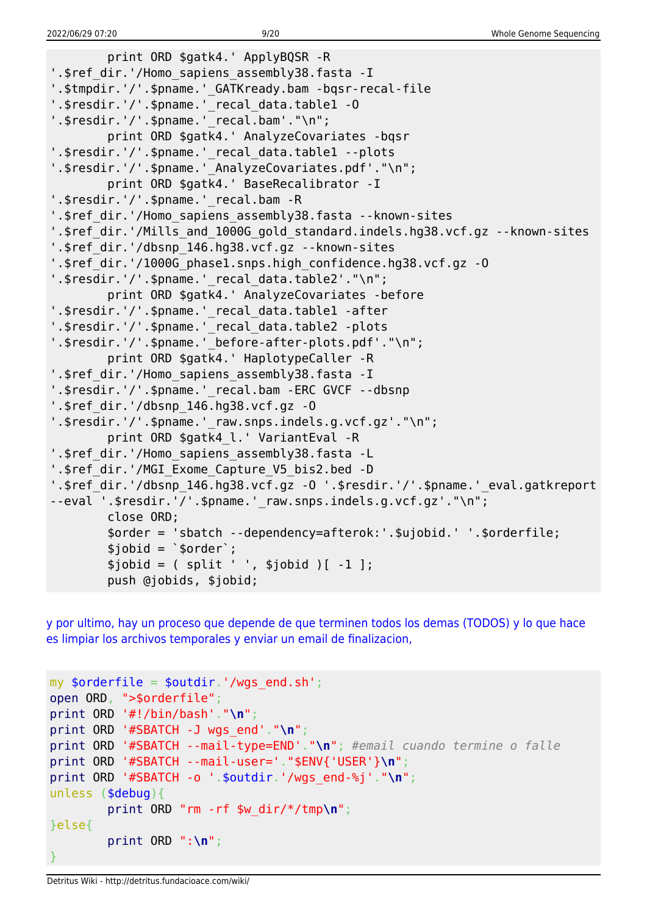```
        print ORD $gatk4.' ApplyBQSR -R
'.$ref_dir.'/Homo_sapiens_assembly38.fasta -I
'.$tmpdir.'/'.$pname.'_GATKready.bam -bqsr-recal-file
'.$resdir.'/'.$pname.'_recal_data.table1 -O
'.$resdir.'/'.$pname.'_recal.bam'."\n";
        print ORD $gatk4.' AnalyzeCovariates -bqsr
'.$resdir.'/'.$pname.'_recal_data.table1 --plots
'.$resdir.'/'.$pname.'_AnalyzeCovariates.pdf'."\n";
        print ORD $gatk4.' BaseRecalibrator -I
'.$resdir.'/'.$pname.'_recal.bam -R
'.$ref_dir.'/Homo_sapiens_assembly38.fasta --known-sites
'.$ref_dir.'/Mills_and_1000G_gold_standard.indels.hg38.vcf.gz --known-sites
'.$ref_dir.'/dbsnp_146.hg38.vcf.gz --known-sites
'.$ref_dir.'/1000G_phase1.snps.high_confidence.hg38.vcf.gz -O
'.$resdir.'/'.$pname.'_recal_data.table2'."\n";
        print ORD $gatk4.' AnalyzeCovariates -before
'.$resdir.'/'.$pname.'_recal_data.table1 -after
'.$resdir.'/'.$pname.'_recal_data.table2 -plots
'.$resdir.'/'.$pname.'_before-after-plots.pdf'."\n";
        print ORD $gatk4.' HaplotypeCaller -R
'.$ref_dir.'/Homo_sapiens_assembly38.fasta -I
'.$resdir.'/'.$pname.'_recal.bam -ERC GVCF --dbsnp
'.$ref_dir.'/dbsnp_146.hg38.vcf.gz -O
'.$resdir.'/'.$pname.'_raw.snps.indels.g.vcf.gz'."\n";
        print ORD $gatk4_l.' VariantEval -R
'.$ref_dir.'/Homo_sapiens_assembly38.fasta -L
'.$ref_dir.'/MGI_Exome_Capture_V5_bis2.bed -D
'.$ref_dir.'/dbsnp_146.hg38.vcf.gz -O '.$resdir.'/'.$pname.'_eval.gatkreport
--eval '.$resdir.'/'.$pname.'_raw.snps.indels.g.vcf.gz'."\n";
        close ORD;
        $order = 'sbatch --dependency=afterok:'.$ujobid.' '.$orderfile;
        $jobid = `$order`;
        $jobid = ( split ' ', $jobid )[ -1 ];
        push @jobids, $jobid;
```

y por ultimo, hay un proceso que depende de que terminen todos los demas (TODOS) y lo que hace es limpiar los archivos temporales y enviar un email de finalizacion,

```
my $orderfile = $outdir.'/wgs_end.sh';
open ORD, ">$orderfile";
print ORD '#!/bin/bash'."\n";
print ORD '#SBATCH -J wgs_end'."\n";
print ORD '#SBATCH --mail-type=END'."\n"; #email cuando termine o falle
print ORD '#SBATCH --mail-user='."$ENV{'USER'}\n";
print ORD '#SBATCH -o '.$outdir.'/wgs_end-%j'."\n";
unless ($debug){
        print ORD "rm -rf $w_dir/*/tmp\n";
}else{
        print ORD ":\n";
}
```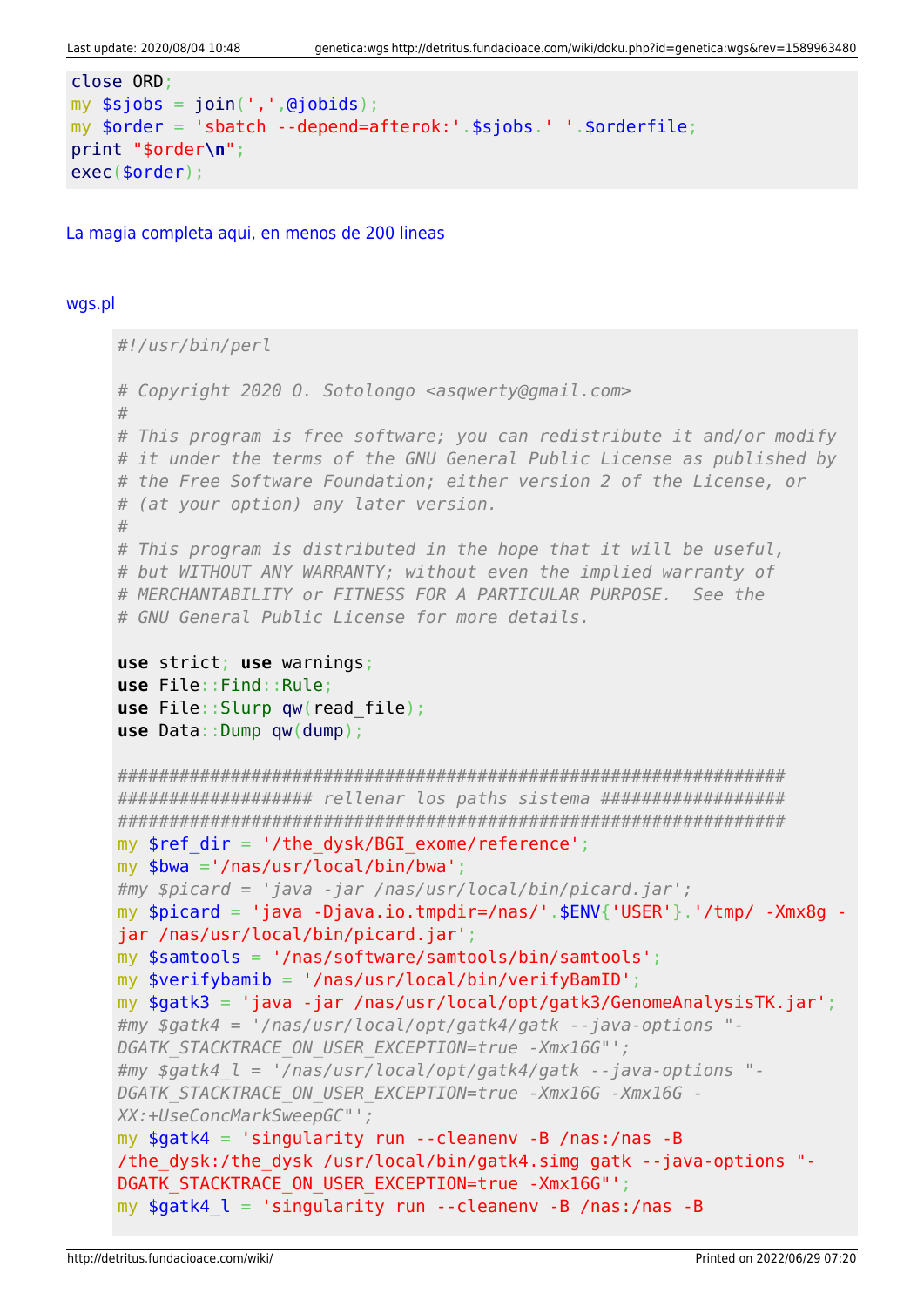```
close ORD;
my $sjobs = join(',',@jobids);
my $order = 'sbatch --depend=afterok:'.$sjobs.' '.$orderfile;
print "$order\n";
exec($order);
```

La magia completa aqui, en menos de 200 lineas

wgs.pl

```
#!/usr/bin/perl

# Copyright 2020 O. Sotolongo <asqwerty@gmail.com>
#
# This program is free software; you can redistribute it and/or modify
# it under the terms of the GNU General Public License as published by
# the Free Software Foundation; either version 2 of the License, or
# (at your option) any later version.
#
# This program is distributed in the hope that it will be useful,
# but WITHOUT ANY WARRANTY; without even the implied warranty of
# MERCHANTABILITY or FITNESS FOR A PARTICULAR PURPOSE.  See the
# GNU General Public License for more details.

use strict; use warnings;
use File::Find::Rule;
use File::Slurp qw(read_file);
use Data::Dump qw(dump);

###################################################################
################### rellenar los paths sistema ##################
###################################################################
my $ref_dir = '/the_dysk/BGI_exome/reference';
my $bwa ='/nas/usr/local/bin/bwa';
#my $picard = 'java -jar /nas/usr/local/bin/picard.jar';
my $picard = 'java -Djava.io.tmpdir=/nas/'.$ENV{'USER'}.'/tmp/ -Xmx8g -jar /nas/usr/local/bin/picard.jar';
my $samtools = '/nas/software/samtools/bin/samtools';
my $verifybamib = '/nas/usr/local/bin/verifyBamID';
my $gatk3 = 'java -jar /nas/usr/local/opt/gatk3/GenomeAnalysisTK.jar';
#my $gatk4 = '/nas/usr/local/opt/gatk4/gatk --java-options "-DGATK_STACKTRACE_ON_USER_EXCEPTION=true -Xmx16G"';
#my $gatk4_l = '/nas/usr/local/opt/gatk4/gatk --java-options "-DGATK_STACKTRACE_ON_USER_EXCEPTION=true -Xmx16G -Xmx16G -XX:+UseConcMarkSweepGC"';
my $gatk4 = 'singularity run --cleanenv -B /nas:/nas -B /the_dysk:/the_dysk /usr/local/bin/gatk4.simg gatk --java-options "-DGATK_STACKTRACE_ON_USER_EXCEPTION=true -Xmx16G"';
my $gatk4_l = 'singularity run --cleanenv -B /nas:/nas -B
```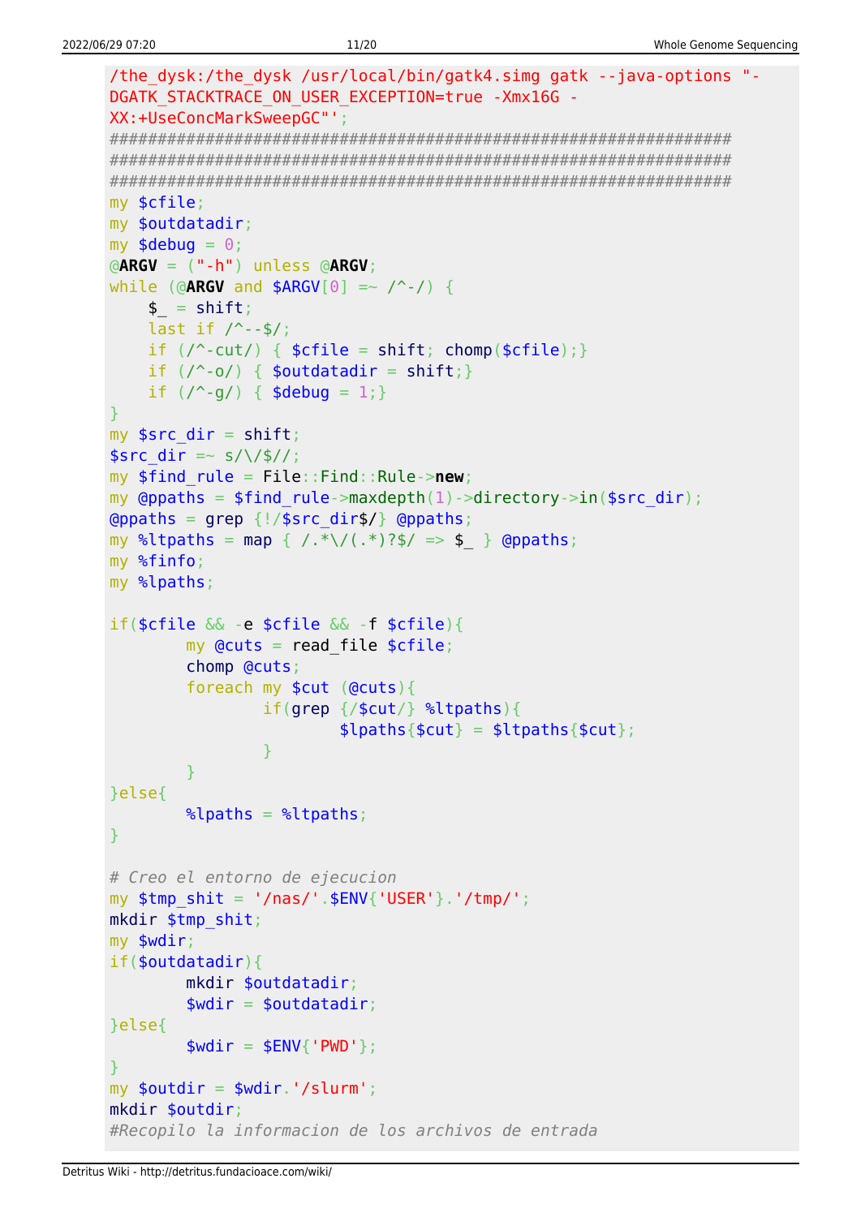```
/the_dysk:/the_dysk /usr/local/bin/gatk4.simg gatk --java-options "-DGATK_STACKTRACE_ON_USER_EXCEPTION=true -Xmx16G -XX:+UseConcMarkSweepGC"';
###############################################################
###############################################################
###############################################################
my $cfile;
my $outdatadir;
my $debug = 0;
@ARGV = ("-h") unless @ARGV;
while (@ARGV and $ARGV[0] =~ /^-/) {
    $_ = shift;
    last if /^--$/;
    if (/^-cut/) { $cfile = shift; chomp($cfile);}
    if (/^-o/) { $outdatadir = shift;}
    if (/^-g/) { $debug = 1;}
}
my $src_dir = shift;
$src_dir =~ s/\/$//;
my $find_rule = File::Find::Rule->new;
my @ppaths = $find_rule->maxdepth(1)->directory->in($src_dir);
@ppaths = grep {!/$src_dir$/} @ppaths;
my %ltpaths = map { /.*\/(.*)?$/ => $_ } @ppaths;
my %finfo;
my %lpaths;

if($cfile && -e $cfile && -f $cfile){
        my @cuts = read_file $cfile;
        chomp @cuts;
        foreach my $cut (@cuts){
                if(grep {/$cut/} %ltpaths){
                        $lpaths{$cut} = $ltpaths{$cut};
                }
        }
}else{
        %lpaths = %ltpaths;
}

# Creo el entorno de ejecucion
my $tmp_shit = '/nas/'.$ENV{'USER'}.'/tmp/';
mkdir $tmp_shit;
my $wdir;
if($outdatadir){
        mkdir $outdatadir;
        $wdir = $outdatadir;
}else{
        $wdir = $ENV{'PWD'};
}
my $outdir = $wdir.'/slurm';
mkdir $outdir;
#Recopilo la informacion de los archivos de entrada
```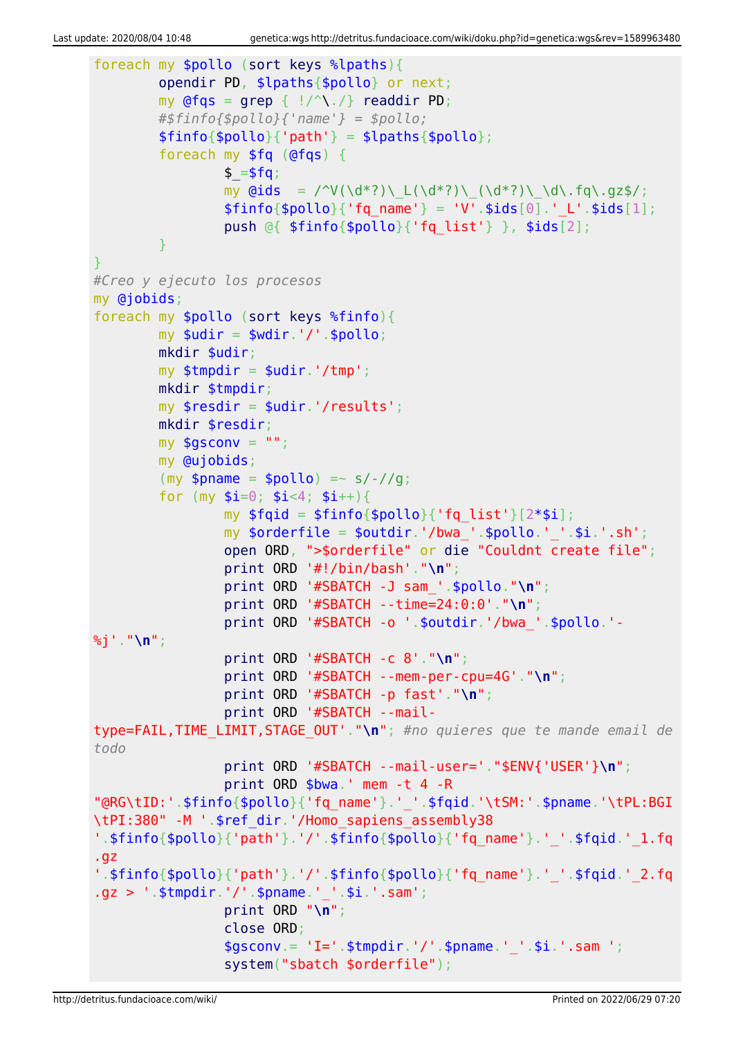```
foreach my $pollo (sort keys %lpaths){
        opendir PD, $lpaths{$pollo} or next;
        my @fqs = grep { !/^\./} readdir PD;
        #$finfo{$pollo}{'name'} = $pollo;
        $finfo{$pollo}{'path'} = $lpaths{$pollo};
        foreach my $fq (@fqs) {
                $_=$fq;
                my @ids  = /^V(\d*?)\_L(\d*?)\_(\d*?)\_\d\.fq\.gz$/;
                $finfo{$pollo}{'fq_name'} = 'V'.$ids[0].'_L'.$ids[1];
                push @{ $finfo{$pollo}{'fq_list'} }, $ids[2];
        }
}
#Creo y ejecuto los procesos
my @jobids;
foreach my $pollo (sort keys %finfo){
        my $udir = $wdir.'/'.$pollo;
        mkdir $udir;
        my $tmpdir = $udir.'/tmp';
        mkdir $tmpdir;
        my $resdir = $udir.'/results';
        mkdir $resdir;
        my $gsconv = "";
        my @ujobids;
        (my $pname = $pollo) =~ s/-//g;
        for (my $i=0; $i<4; $i++){
                my $fqid = $finfo{$pollo}{'fq_list'}[2*$i];
                my $orderfile = $outdir.'/bwa_'.$pollo.'_'.$i.'.sh';
                open ORD, ">$orderfile" or die "Couldnt create file";
                print ORD '#!/bin/bash'."\n";
                print ORD '#SBATCH -J sam_'.$pollo."\n";
                print ORD '#SBATCH --time=24:0:0'."\n";
                print ORD '#SBATCH -o '.$outdir.'/bwa_'.$pollo.'-
%j'."\n";
                print ORD '#SBATCH -c 8'."\n";
                print ORD '#SBATCH --mem-per-cpu=4G'."\n";
                print ORD '#SBATCH -p fast'."\n";
                print ORD '#SBATCH --mail-
type=FAIL,TIME_LIMIT,STAGE_OUT'."\n"; #no quieres que te mande email de
todo
                print ORD '#SBATCH --mail-user='."$ENV{'USER'}\n";
                print ORD $bwa.' mem -t 4 -R
"@RG\tID:'.$finfo{$pollo}{'fq_name'}.'_'.$fqid.'\tSM:'.$pname.'\tPL:BGI
\tPI:380" -M '.$ref_dir.'/Homo_sapiens_assembly38
'.$finfo{$pollo}{'path'}.'/'.$finfo{$pollo}{'fq_name'}.'_'.$fqid.'_1.fq
.gz
'.$finfo{$pollo}{'path'}.'/'.$finfo{$pollo}{'fq_name'}.'_'.$fqid.'_2.fq
.gz > '.$tmpdir.'/'.$pname.'_'.$i.'.sam';
                print ORD "\n";
                close ORD;
                $gsconv.= 'I='.$tmpdir.'/'.$pname.'_'.$i.'.sam ';
                system("sbatch $orderfile");
```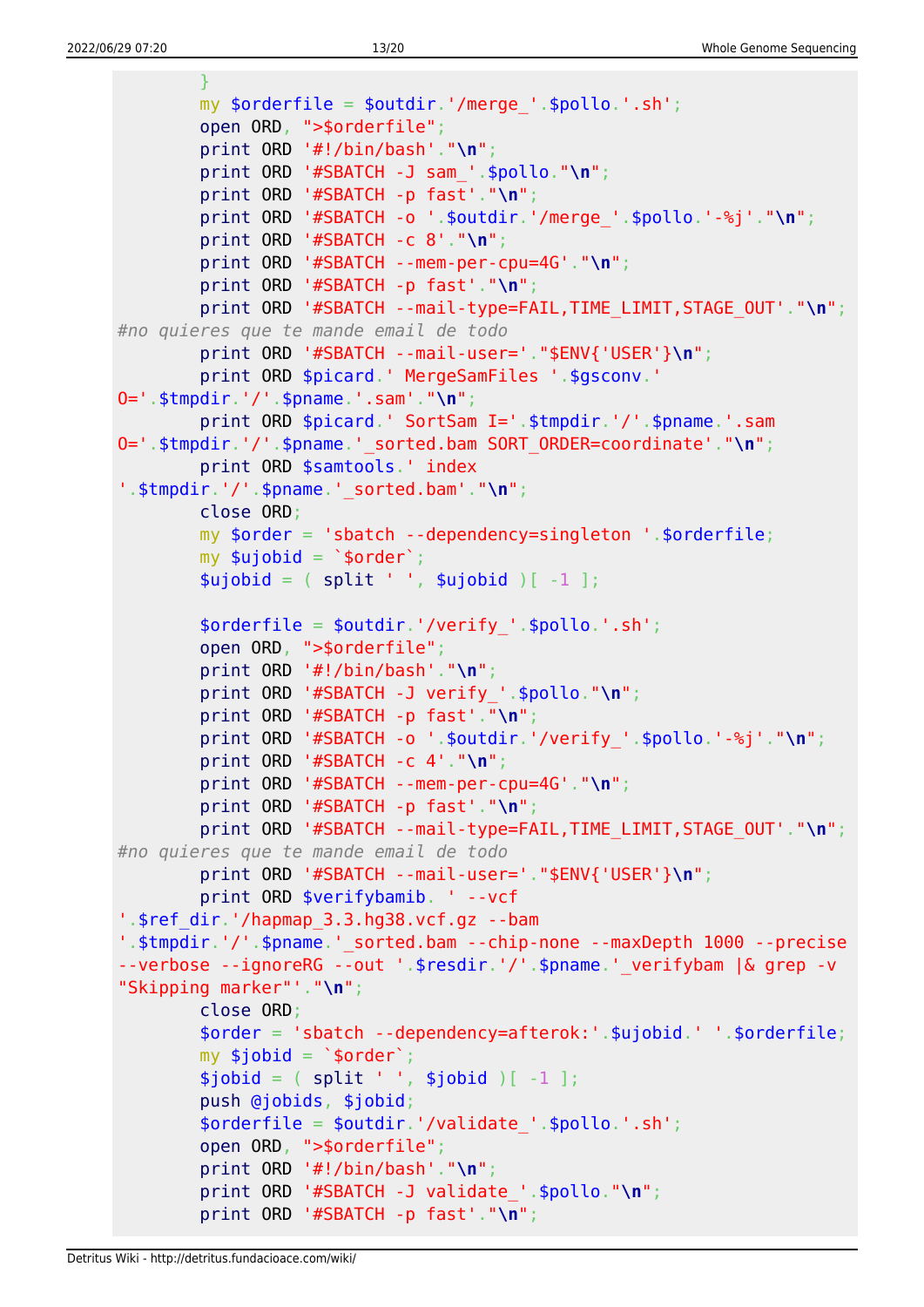```
        }
        my $orderfile = $outdir.'/merge_'.$pollo.'.sh';
        open ORD, ">$orderfile";
        print ORD '#!/bin/bash'."\n";
        print ORD '#SBATCH -J sam_'.$pollo."\n";
        print ORD '#SBATCH -p fast'."\n";
        print ORD '#SBATCH -o '.$outdir.'/merge_'.$pollo.'-%j'."\n";
        print ORD '#SBATCH -c 8'."\n";
        print ORD '#SBATCH --mem-per-cpu=4G'."\n";
        print ORD '#SBATCH -p fast'."\n";
        print ORD '#SBATCH --mail-type=FAIL,TIME_LIMIT,STAGE_OUT'."\n";
#no quieres que te mande email de todo
        print ORD '#SBATCH --mail-user='."$ENV{'USER'}\n";
        print ORD $picard.' MergeSamFiles '.$gsconv.'
O='.$tmpdir.'/'.$pname.'.sam'."\n";
        print ORD $picard.' SortSam I='.$tmpdir.'/'.$pname.'.sam
O='.$tmpdir.'/'.$pname.'_sorted.bam SORT_ORDER=coordinate'."\n";
        print ORD $samtools.' index
'.$tmpdir.'/'.$pname.'_sorted.bam'."\n";
        close ORD;
        my $order = 'sbatch --dependency=singleton '.$orderfile;
        my $ujobid = `$order`;
        $ujobid = ( split ' ', $ujobid )[ -1 ];

        $orderfile = $outdir.'/verify_'.$pollo.'.sh';
        open ORD, ">$orderfile";
        print ORD '#!/bin/bash'."\n";
        print ORD '#SBATCH -J verify_'.$pollo."\n";
        print ORD '#SBATCH -p fast'."\n";
        print ORD '#SBATCH -o '.$outdir.'/verify_'.$pollo.'-%j'."\n";
        print ORD '#SBATCH -c 4'."\n";
        print ORD '#SBATCH --mem-per-cpu=4G'."\n";
        print ORD '#SBATCH -p fast'."\n";
        print ORD '#SBATCH --mail-type=FAIL,TIME_LIMIT,STAGE_OUT'."\n";
#no quieres que te mande email de todo
        print ORD '#SBATCH --mail-user='."$ENV{'USER'}\n";
        print ORD $verifybamib. ' --vcf
'.$ref_dir.'/hapmap_3.3.hg38.vcf.gz --bam
'.$tmpdir.'/'.$pname.'_sorted.bam --chip-none --maxDepth 1000 --precise
--verbose --ignoreRG --out '.$resdir.'/'.$pname.'_verifybam |& grep -v
"Skipping marker"'."\n";
        close ORD;
        $order = 'sbatch --dependency=afterok:'.$ujobid.' '.$orderfile;
        my $jobid = `$order`;
        $jobid = ( split ' ', $jobid )[ -1 ];
        push @jobids, $jobid;
        $orderfile = $outdir.'/validate_'.$pollo.'.sh';
        open ORD, ">$orderfile";
        print ORD '#!/bin/bash'."\n";
        print ORD '#SBATCH -J validate_'.$pollo."\n";
        print ORD '#SBATCH -p fast'."\n";
```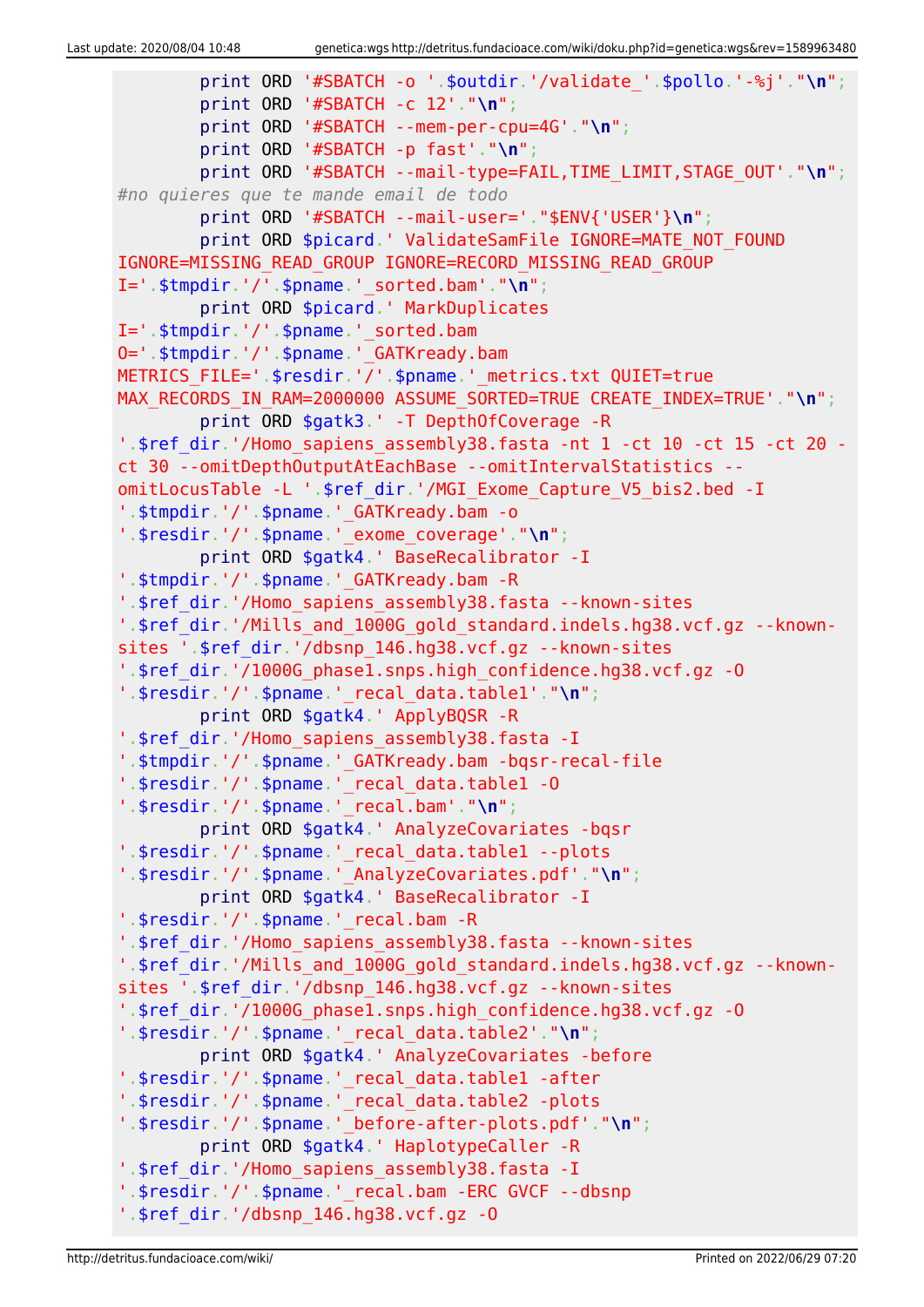```
        print ORD '#SBATCH -o '.$outdir.'/validate_'.$pollo.'-%j'."\n";
        print ORD '#SBATCH -c 12'."\n";
        print ORD '#SBATCH --mem-per-cpu=4G'."\n";
        print ORD '#SBATCH -p fast'."\n";
        print ORD '#SBATCH --mail-type=FAIL,TIME_LIMIT,STAGE_OUT'."\n";
#no quieres que te mande email de todo
        print ORD '#SBATCH --mail-user='."$ENV{'USER'}\n";
        print ORD $picard.' ValidateSamFile IGNORE=MATE_NOT_FOUND
IGNORE=MISSING_READ_GROUP IGNORE=RECORD_MISSING_READ_GROUP
I='.$tmpdir.'/'.$pname.'_sorted.bam'."\n";
        print ORD $picard.' MarkDuplicates
I='.$tmpdir.'/'.$pname.'_sorted.bam
O='.$tmpdir.'/'.$pname.'_GATKready.bam
METRICS_FILE='.$resdir.'/'.$pname.'_metrics.txt QUIET=true
MAX_RECORDS_IN_RAM=2000000 ASSUME_SORTED=TRUE CREATE_INDEX=TRUE'."\n";
        print ORD $gatk3.' -T DepthOfCoverage -R
'.$ref_dir.'/Homo_sapiens_assembly38.fasta -nt 1 -ct 10 -ct 15 -ct 20 -
ct 30 --omitDepthOutputAtEachBase --omitIntervalStatistics --
omitLocusTable -L '.$ref_dir.'/MGI_Exome_Capture_V5_bis2.bed -I
'.$tmpdir.'/'.$pname.'_GATKready.bam -o
'.$resdir.'/'.$pname.'_exome_coverage'."\n";
        print ORD $gatk4.' BaseRecalibrator -I
'.$tmpdir.'/'.$pname.'_GATKready.bam -R
'.$ref_dir.'/Homo_sapiens_assembly38.fasta --known-sites
'.$ref_dir.'/Mills_and_1000G_gold_standard.indels.hg38.vcf.gz --known-
sites '.$ref_dir.'/dbsnp_146.hg38.vcf.gz --known-sites
'.$ref_dir.'/1000G_phase1.snps.high_confidence.hg38.vcf.gz -O
'.$resdir.'/'.$pname.'_recal_data.table1'."\n";
        print ORD $gatk4.' ApplyBQSR -R
'.$ref_dir.'/Homo_sapiens_assembly38.fasta -I
'.$tmpdir.'/'.$pname.'_GATKready.bam -bqsr-recal-file
'.$resdir.'/'.$pname.'_recal_data.table1 -O
'.$resdir.'/'.$pname.'_recal.bam'."\n";
        print ORD $gatk4.' AnalyzeCovariates -bqsr
'.$resdir.'/'.$pname.'_recal_data.table1 --plots
'.$resdir.'/'.$pname.'_AnalyzeCovariates.pdf'."\n";
        print ORD $gatk4.' BaseRecalibrator -I
'.$resdir.'/'.$pname.'_recal.bam -R
'.$ref_dir.'/Homo_sapiens_assembly38.fasta --known-sites
'.$ref_dir.'/Mills_and_1000G_gold_standard.indels.hg38.vcf.gz --known-
sites '.$ref_dir.'/dbsnp_146.hg38.vcf.gz --known-sites
'.$ref_dir.'/1000G_phase1.snps.high_confidence.hg38.vcf.gz -O
'.$resdir.'/'.$pname.'_recal_data.table2'."\n";
        print ORD $gatk4.' AnalyzeCovariates -before
'.$resdir.'/'.$pname.'_recal_data.table1 -after
'.$resdir.'/'.$pname.'_recal_data.table2 -plots
'.$resdir.'/'.$pname.'_before-after-plots.pdf'."\n";
        print ORD $gatk4.' HaplotypeCaller -R
'.$ref_dir.'/Homo_sapiens_assembly38.fasta -I
'.$resdir.'/'.$pname.'_recal.bam -ERC GVCF --dbsnp
'.$ref_dir.'/dbsnp_146.hg38.vcf.gz -O
```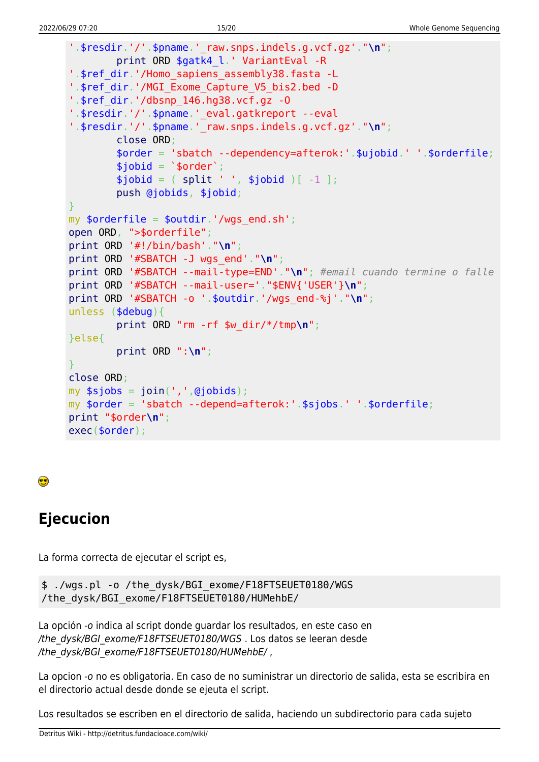```
'.$resdir.'/'.$pname.'_raw.snps.indels.g.vcf.gz'."\n";
        print ORD $gatk4_l.' VariantEval -R
'.$ref_dir.'/Homo_sapiens_assembly38.fasta -L
'.$ref_dir.'/MGI_Exome_Capture_V5_bis2.bed -D
'.$ref_dir.'/dbsnp_146.hg38.vcf.gz -O
'.$resdir.'/'.$pname.'_eval.gatkreport --eval
'.$resdir.'/'.$pname.'_raw.snps.indels.g.vcf.gz'."\n";
        close ORD;
        $order = 'sbatch --dependency=afterok:'.$ujobid.' '.$orderfile;
        $jobid = `$order`;
        $jobid = ( split ' ', $jobid )[ -1 ];
        push @jobids, $jobid;
}
my $orderfile = $outdir.'/wgs_end.sh';
open ORD, ">$orderfile";
print ORD '#!/bin/bash'."\n";
print ORD '#SBATCH -J wgs_end'."\n";
print ORD '#SBATCH --mail-type=END'."\n"; #email cuando termine o falle
print ORD '#SBATCH --mail-user='."$ENV{'USER'}\n";
print ORD '#SBATCH -o '.$outdir.'/wgs_end-%j'."\n";
unless ($debug){
        print ORD "rm -rf $w_dir/*/tmp\n";
}else{
        print ORD ":\n";
}
close ORD;
my $sjobs = join(',',@jobids);
my $order = 'sbatch --depend=afterok:'.$sjobs.' '.$orderfile;
print "$order\n";
exec($order);
```

😎

## Ejecucion

La forma correcta de ejecutar el script es,

```
$ ./wgs.pl -o /the_dysk/BGI_exome/F18FTSEUET0180/WGS
/the_dysk/BGI_exome/F18FTSEUET0180/HUMehbE/
```

La opción *-o* indica al script donde guardar los resultados, en este caso en */the_dysk/BGI_exome/F18FTSEUET0180/WGS* . Los datos se leeran desde */the_dysk/BGI_exome/F18FTSEUET0180/HUMehbE/* ,

La opcion *-o* no es obligatoria. En caso de no suministrar un directorio de salida, esta se escribira en el directorio actual desde donde se ejeuta el script.

Los resultados se escriben en el directorio de salida, haciendo un subdirectorio para cada sujeto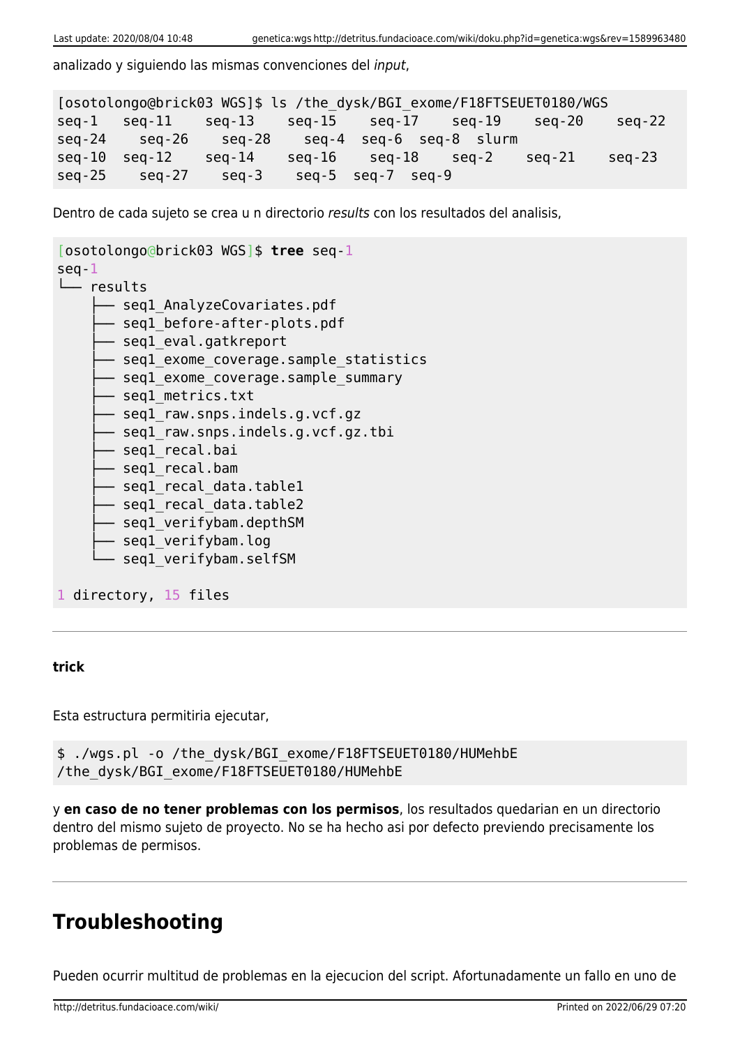analizado y siguiendo las mismas convenciones del *input*,

```
[osotolongo@brick03 WGS]$ ls /the_dysk/BGI_exome/F18FTSEUET0180/WGS
seq-1   seq-11   seq-13   seq-15   seq-17   seq-19   seq-20   seq-22
seq-24   seq-26   seq-28   seq-4  seq-6  seq-8  slurm
seq-10  seq-12   seq-14   seq-16   seq-18   seq-2   seq-21   seq-23
seq-25   seq-27   seq-3   seq-5  seq-7  seq-9
```

Dentro de cada sujeto se crea u n directorio *results* con los resultados del analisis,

```
[osotolongo@brick03 WGS]$ tree seq-1
seq-1
└── results
    ├── seq1_AnalyzeCovariates.pdf
    ├── seq1_before-after-plots.pdf
    ├── seq1_eval.gatkreport
    ├── seq1_exome_coverage.sample_statistics
    ├── seq1_exome_coverage.sample_summary
    ├── seq1_metrics.txt
    ├── seq1_raw.snps.indels.g.vcf.gz
    ├── seq1_raw.snps.indels.g.vcf.gz.tbi
    ├── seq1_recal.bai
    ├── seq1_recal.bam
    ├── seq1_recal_data.table1
    ├── seq1_recal_data.table2
    ├── seq1_verifybam.depthSM
    ├── seq1_verifybam.log
    └── seq1_verifybam.selfSM

1 directory, 15 files
```

---

**trick**

Esta estructura permitiria ejecutar,

```
$ ./wgs.pl -o /the_dysk/BGI_exome/F18FTSEUET0180/HUMehbE
/the_dysk/BGI_exome/F18FTSEUET0180/HUMehbE
```

y **en caso de no tener problemas con los permisos**, los resultados quedarian en un directorio dentro del mismo sujeto de proyecto. No se ha hecho asi por defecto previendo precisamente los problemas de permisos.

---

# Troubleshooting

Pueden ocurrir multitud de problemas en la ejecucion del script. Afortunadamente un fallo en uno de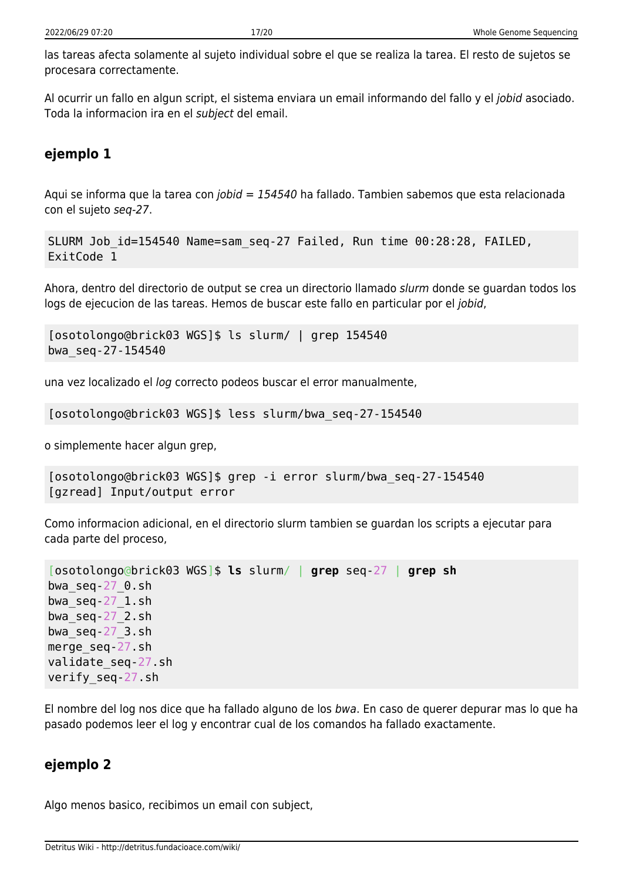las tareas afecta solamente al sujeto individual sobre el que se realiza la tarea. El resto de sujetos se procesara correctamente.

Al ocurrir un fallo en algun script, el sistema enviara un email informando del fallo y el *jobid* asociado. Toda la informacion ira en el *subject* del email.

### ejemplo 1

Aqui se informa que la tarea con *jobid = 154540* ha fallado. Tambien sabemos que esta relacionada con el sujeto *seq-27*.

```
SLURM Job_id=154540 Name=sam_seq-27 Failed, Run time 00:28:28, FAILED, ExitCode 1
```

Ahora, dentro del directorio de output se crea un directorio llamado *slurm* donde se guardan todos los logs de ejecucion de las tareas. Hemos de buscar este fallo en particular por el *jobid*,

```
[osotolongo@brick03 WGS]$ ls slurm/ | grep 154540
bwa_seq-27-154540
```

una vez localizado el *log* correcto podeos buscar el error manualmente,

```
[osotolongo@brick03 WGS]$ less slurm/bwa_seq-27-154540
```

o simplemente hacer algun grep,

```
[osotolongo@brick03 WGS]$ grep -i error slurm/bwa_seq-27-154540
[gzread] Input/output error
```

Como informacion adicional, en el directorio slurm tambien se guardan los scripts a ejecutar para cada parte del proceso,

```
[osotolongo@brick03 WGS]$ ls slurm/ | grep seq-27 | grep sh
bwa_seq-27_0.sh
bwa_seq-27_1.sh
bwa_seq-27_2.sh
bwa_seq-27_3.sh
merge_seq-27.sh
validate_seq-27.sh
verify_seq-27.sh
```

El nombre del log nos dice que ha fallado alguno de los *bwa*. En caso de querer depurar mas lo que ha pasado podemos leer el log y encontrar cual de los comandos ha fallado exactamente.

### ejemplo 2

Algo menos basico, recibimos un email con subject,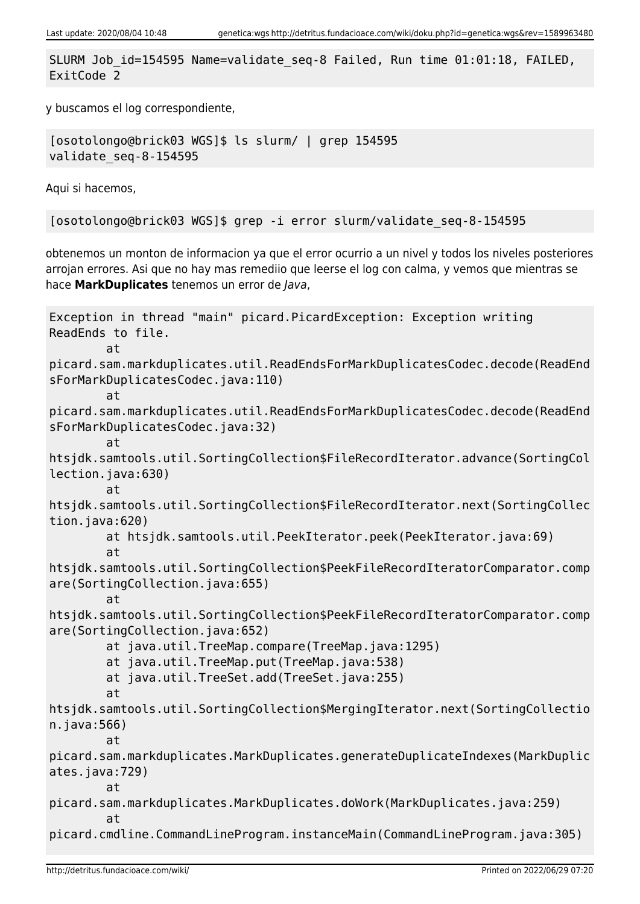```
SLURM Job_id=154595 Name=validate_seq-8 Failed, Run time 01:01:18, FAILED, ExitCode 2
```

y buscamos el log correspondiente,

```
[osotolongo@brick03 WGS]$ ls slurm/ | grep 154595
validate_seq-8-154595
```

Aqui si hacemos,

```
[osotolongo@brick03 WGS]$ grep -i error slurm/validate_seq-8-154595
```

obtenemos un monton de informacion ya que el error ocurrio a un nivel y todos los niveles posteriores arrojan errores. Asi que no hay mas remediio que leerse el log con calma, y vemos que mientras se hace **MarkDuplicates** tenemos un error de *Java*,

```
Exception in thread "main" picard.PicardException: Exception writing ReadEnds to file.
        at picard.sam.markduplicates.util.ReadEndsForMarkDuplicatesCodec.decode(ReadEndsForMarkDuplicatesCodec.java:110)
        at picard.sam.markduplicates.util.ReadEndsForMarkDuplicatesCodec.decode(ReadEndsForMarkDuplicatesCodec.java:32)
        at htsjdk.samtools.util.SortingCollection$FileRecordIterator.advance(SortingCollection.java:630)
        at htsjdk.samtools.util.SortingCollection$FileRecordIterator.next(SortingCollection.java:620)
        at htsjdk.samtools.util.PeekIterator.peek(PeekIterator.java:69)
        at htsjdk.samtools.util.SortingCollection$PeekFileRecordIteratorComparator.compare(SortingCollection.java:655)
        at htsjdk.samtools.util.SortingCollection$PeekFileRecordIteratorComparator.compare(SortingCollection.java:652)
        at java.util.TreeMap.compare(TreeMap.java:1295)
        at java.util.TreeMap.put(TreeMap.java:538)
        at java.util.TreeSet.add(TreeSet.java:255)
        at htsjdk.samtools.util.SortingCollection$MergingIterator.next(SortingCollection.java:566)
        at picard.sam.markduplicates.MarkDuplicates.generateDuplicateIndexes(MarkDuplicates.java:729)
        at picard.sam.markduplicates.MarkDuplicates.doWork(MarkDuplicates.java:259)
        at picard.cmdline.CommandLineProgram.instanceMain(CommandLineProgram.java:305)
```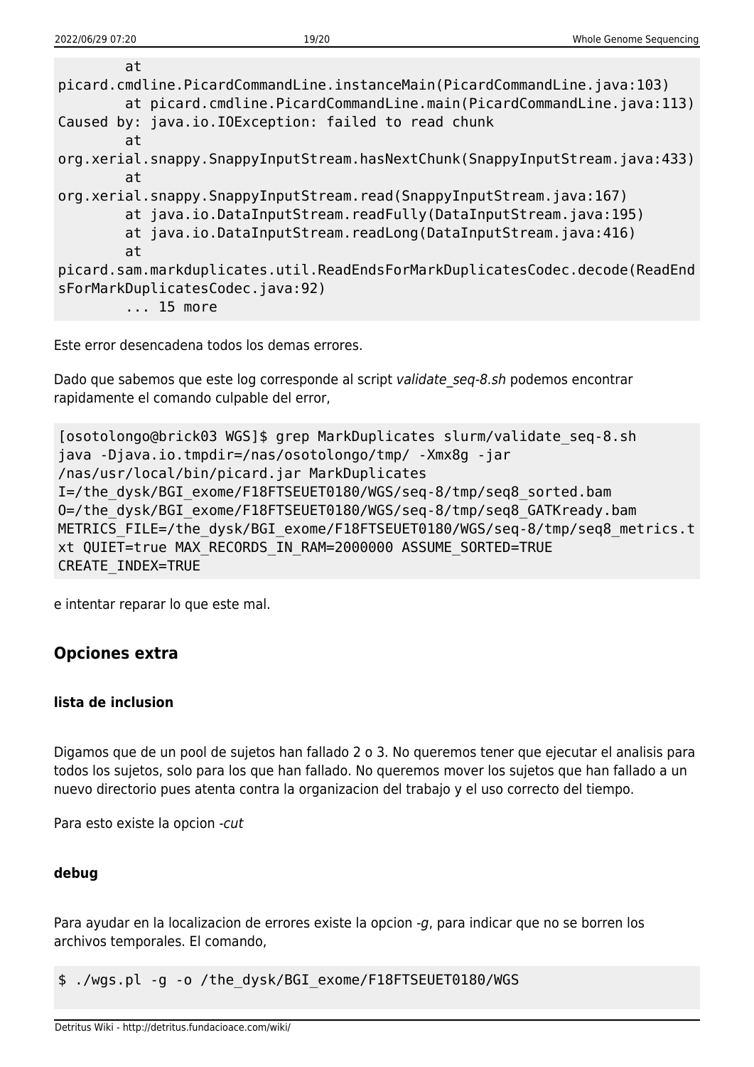```
        at
picard.cmdline.PicardCommandLine.instanceMain(PicardCommandLine.java:103)
        at picard.cmdline.PicardCommandLine.main(PicardCommandLine.java:113)
Caused by: java.io.IOException: failed to read chunk
        at
org.xerial.snappy.SnappyInputStream.hasNextChunk(SnappyInputStream.java:433)
        at
org.xerial.snappy.SnappyInputStream.read(SnappyInputStream.java:167)
        at java.io.DataInputStream.readFully(DataInputStream.java:195)
        at java.io.DataInputStream.readLong(DataInputStream.java:416)
        at
picard.sam.markduplicates.util.ReadEndsForMarkDuplicatesCodec.decode(ReadEndsForMarkDuplicatesCodec.java:92)
        ... 15 more
```

Este error desencadena todos los demas errores.

Dado que sabemos que este log corresponde al script *validate_seq-8.sh* podemos encontrar rapidamente el comando culpable del error,

```
[osotolongo@brick03 WGS]$ grep MarkDuplicates slurm/validate_seq-8.sh
java -Djava.io.tmpdir=/nas/osotolongo/tmp/ -Xmx8g -jar
/nas/usr/local/bin/picard.jar MarkDuplicates
I=/the_dysk/BGI_exome/F18FTSEUET0180/WGS/seq-8/tmp/seq8_sorted.bam
O=/the_dysk/BGI_exome/F18FTSEUET0180/WGS/seq-8/tmp/seq8_GATKready.bam
METRICS_FILE=/the_dysk/BGI_exome/F18FTSEUET0180/WGS/seq-8/tmp/seq8_metrics.txt QUIET=true MAX_RECORDS_IN_RAM=2000000 ASSUME_SORTED=TRUE
CREATE_INDEX=TRUE
```

e intentar reparar lo que este mal.

## Opciones extra

### lista de inclusion

Digamos que de un pool de sujetos han fallado 2 o 3. No queremos tener que ejecutar el analisis para todos los sujetos, solo para los que han fallado. No queremos mover los sujetos que han fallado a un nuevo directorio pues atenta contra la organizacion del trabajo y el uso correcto del tiempo.

Para esto existe la opcion *-cut*

### debug

Para ayudar en la localizacion de errores existe la opcion *-g*, para indicar que no se borren los archivos temporales. El comando,

```
$ ./wgs.pl -g -o /the_dysk/BGI_exome/F18FTSEUET0180/WGS
```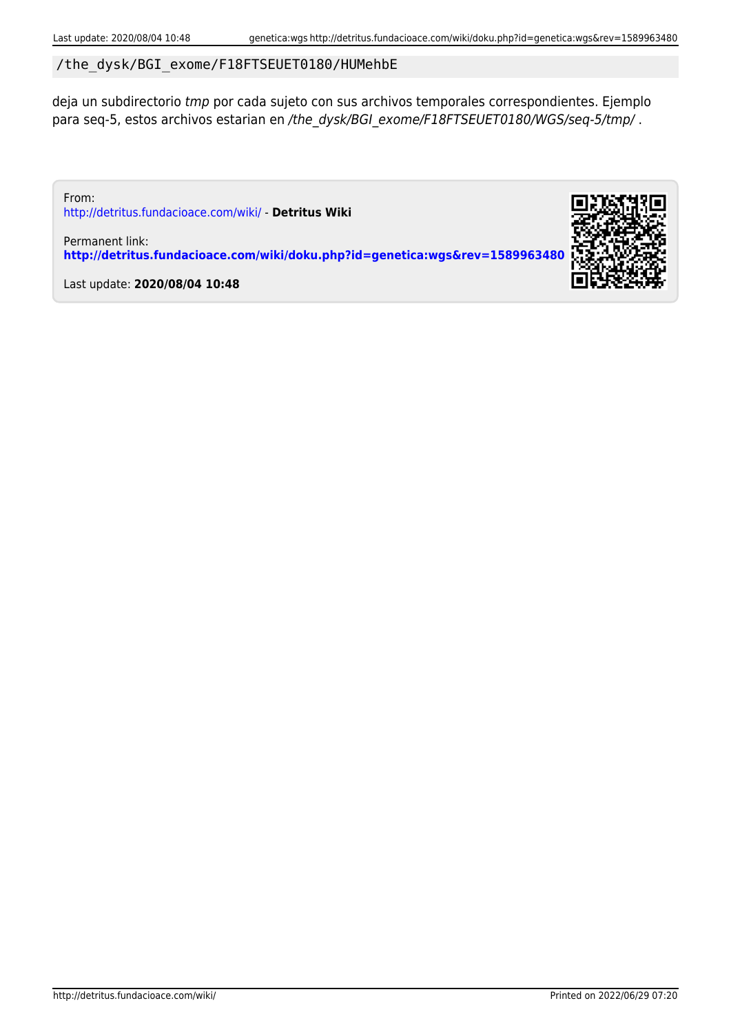```
/the_dysk/BGI_exome/F18FTSEUET0180/HUMehbE
```

deja un subdirectorio *tmp* por cada sujeto con sus archivos temporales correspondientes. Ejemplo para seq-5, estos archivos estarian en */the_dysk/BGI_exome/F18FTSEUET0180/WGS/seq-5/tmp/* .

From:
http://detritus.fundacioace.com/wiki/ - **Detritus Wiki**

Permanent link:
**http://detritus.fundacioace.com/wiki/doku.php?id=genetica:wgs&rev=1589963480**

Last update: **2020/08/04 10:48**